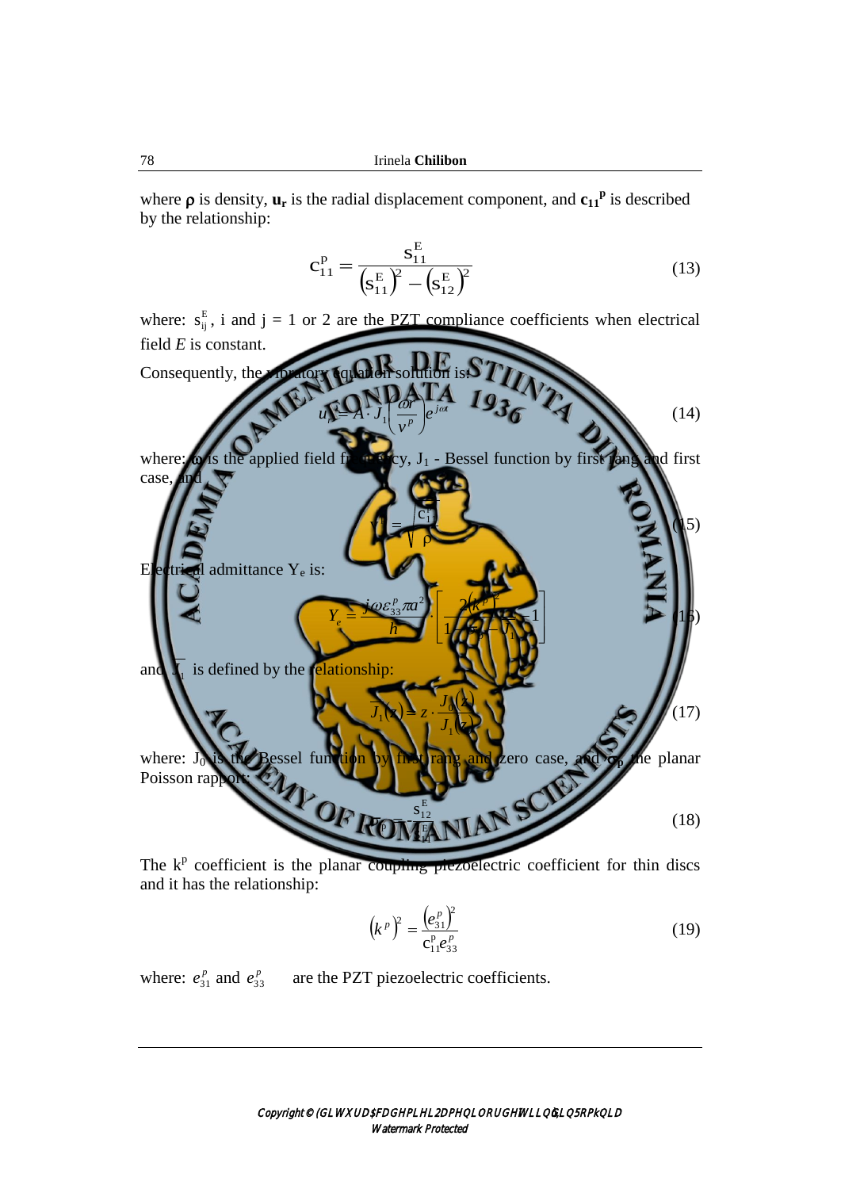where $\rho$ is density, $\mathbf{u_r}$ is the radial displacement component, and $\mathbf{c_{11}^p}$ is described by the relationship:

$$c_{11}^{P} = \frac{s_{11}^{E}}{\left(s_{11}^{E}\right)^2 - \left(s_{12}^{E}\right)^2} \tag{13}$$

where: $s_{ij}^{E}$, i and j = 1 or 2 are the PZT compliance coefficients when electrical field $E$ is constant.

Consequently, the vibratory equation solution is:

$$u_r = A \cdot J_1\left(\frac{\omega r}{v^p}\right) e^{j\omega t} \tag{14}$$

where: $\omega$ is the applied field frequency, $J_1$ - Bessel function by first rang and first case, and

$$v^p = \sqrt{\frac{c_{11}^p}{\rho}} \tag{15}$$

Electrical admittance $Y_e$ is:

$$Y_e = \frac{j\omega \varepsilon_{33}^p \pi a^2}{h} \cdot \left[\frac{2\left(k^p\right)^2}{1 - \sigma_p - \overline{J_1}} - 1\right] \tag{16}$$

and $\overline{J_1}$ is defined by the relationship:

$$\overline{J_1}(z) = z \cdot \frac{J_0(z)}{J_1(z)} \tag{17}$$

where: $J_0$ is the Bessel function by first rang and zero case, and $\sigma_p$ the planar Poisson rapport:

$$\sigma_p = \frac{s_{12}^E}{s_{11}^E} \tag{18}$$

The $k^p$ coefficient is the planar coupling piezoelectric coefficient for thin discs and it has the relationship:

$$\left(k^p\right)^2 = \frac{\left(e_{31}^p\right)^2}{c_{11}^p e_{33}^p} \tag{19}$$

where: $e_{31}^p$ and $e_{33}^p$ are the PZT piezoelectric coefficients.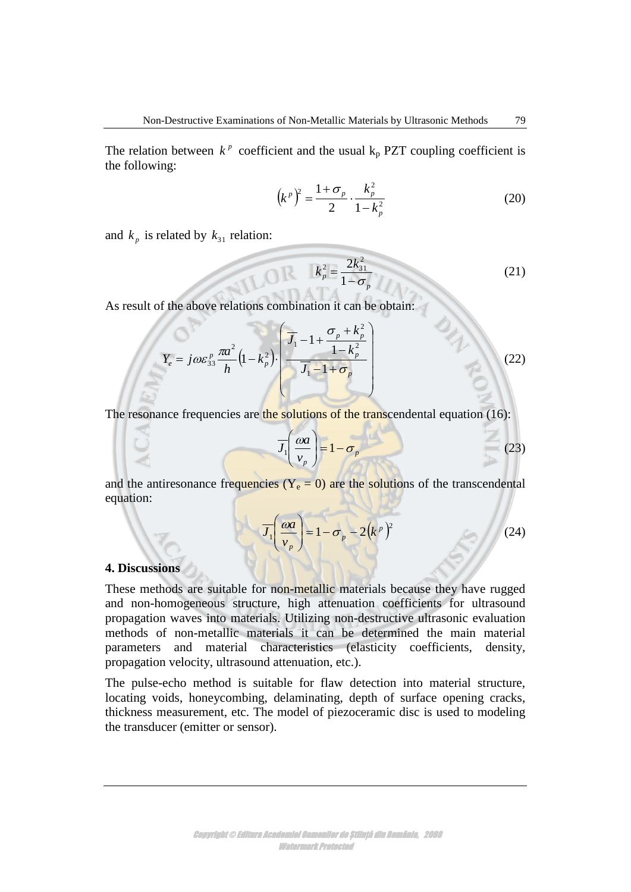The relation between $k^p$ coefficient and the usual $k_p$ PZT coupling coefficient is the following:

$$\left(k^p\right)^2 = \frac{1+\sigma_p}{2} \cdot \frac{k_p^2}{1-k_p^2} \tag{20}$$

and $k_p$ is related by $k_{31}$ relation:

$$k_p^2 = \frac{2k_{31}^2}{1-\sigma_p} \tag{21}$$

As result of the above relations combination it can be obtain:

$$Y_e = j\omega\varepsilon_{33}^p \frac{\pi a^2}{h}\left(1-k_p^2\right) \cdot \left( \frac{\overline{J_1} - 1 + \dfrac{\sigma_p + k_p^2}{1-k_p^2}}{\overline{J_1} - 1 + \sigma_p} \right) \tag{22}$$

The resonance frequencies are the solutions of the transcendental equation (16):

$$\overline{J_1}\left(\frac{\omega a}{v_p}\right) = 1 - \sigma_p \tag{23}$$

and the antiresonance frequencies ($Y_e = 0$) are the solutions of the transcendental equation:

$$\overline{J_1}\left(\frac{\omega a}{v_p}\right) = 1 - \sigma_p - 2\left(k^p\right)^2 \tag{24}$$

**4. Discussions**

These methods are suitable for non-metallic materials because they have rugged and non-homogeneous structure, high attenuation coefficients for ultrasound propagation waves into materials. Utilizing non-destructive ultrasonic evaluation methods of non-metallic materials it can be determined the main material parameters and material characteristics (elasticity coefficients, density, propagation velocity, ultrasound attenuation, etc.).

The pulse-echo method is suitable for flaw detection into material structure, locating voids, honeycombing, delaminating, depth of surface opening cracks, thickness measurement, etc. The model of piezoceramic disc is used to modeling the transducer (emitter or sensor).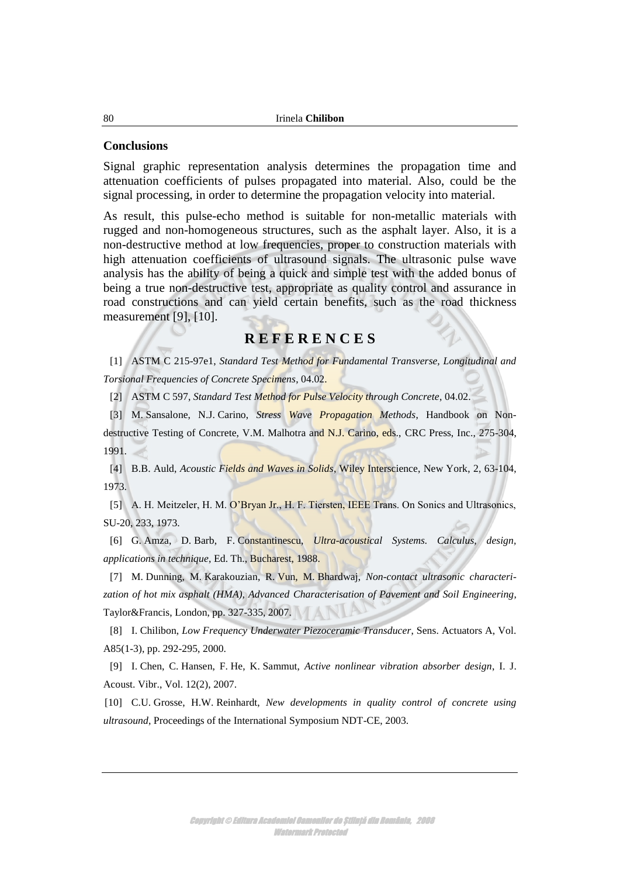## Conclusions

Signal graphic representation analysis determines the propagation time and attenuation coefficients of pulses propagated into material. Also, could be the signal processing, in order to determine the propagation velocity into material.

As result, this pulse-echo method is suitable for non-metallic materials with rugged and non-homogeneous structures, such as the asphalt layer. Also, it is a non-destructive method at low frequencies, proper to construction materials with high attenuation coefficients of ultrasound signals. The ultrasonic pulse wave analysis has the ability of being a quick and simple test with the added bonus of being a true non-destructive test, appropriate as quality control and assurance in road constructions and can yield certain benefits, such as the road thickness measurement [9], [10].

## REFERENCES

[1] ASTM C 215-97e1, *Standard Test Method for Fundamental Transverse, Longitudinal and Torsional Frequencies of Concrete Specimens*, 04.02.

[2] ASTM C 597, *Standard Test Method for Pulse Velocity through Concrete*, 04.02.

[3] M. Sansalone, N.J. Carino, *Stress Wave Propagation Methods*, Handbook on Non-destructive Testing of Concrete, V.M. Malhotra and N.J. Carino, eds., CRC Press, Inc., 275-304, 1991.

[4] B.B. Auld, *Acoustic Fields and Waves in Solids*, Wiley Interscience, New York, 2, 63-104, 1973.

[5] A. H. Meitzeler, H. M. O'Bryan Jr., H. F. Tiersten, IEEE Trans. On Sonics and Ultrasonics, SU-20, 233, 1973.

[6] G. Amza, D. Barb, F. Constantinescu, *Ultra-acoustical Systems. Calculus, design, applications in technique*, Ed. Th., Bucharest, 1988.

[7] M. Dunning, M. Karakouzian, R. Vun, M. Bhardwaj, *Non-contact ultrasonic characterization of hot mix asphalt (HMA)*, *Advanced Characterisation of Pavement and Soil Engineering*, Taylor&Francis, London, pp. 327-335, 2007.

[8] I. Chilibon, *Low Frequency Underwater Piezoceramic Transducer*, Sens. Actuators A, Vol. A85(1-3), pp. 292-295, 2000.

[9] I. Chen, C. Hansen, F. He, K. Sammut, *Active nonlinear vibration absorber design*, I. J. Acoust. Vibr., Vol. 12(2), 2007.

[10] C.U. Grosse, H.W. Reinhardt, *New developments in quality control of concrete using ultrasound*, Proceedings of the International Symposium NDT-CE, 2003.